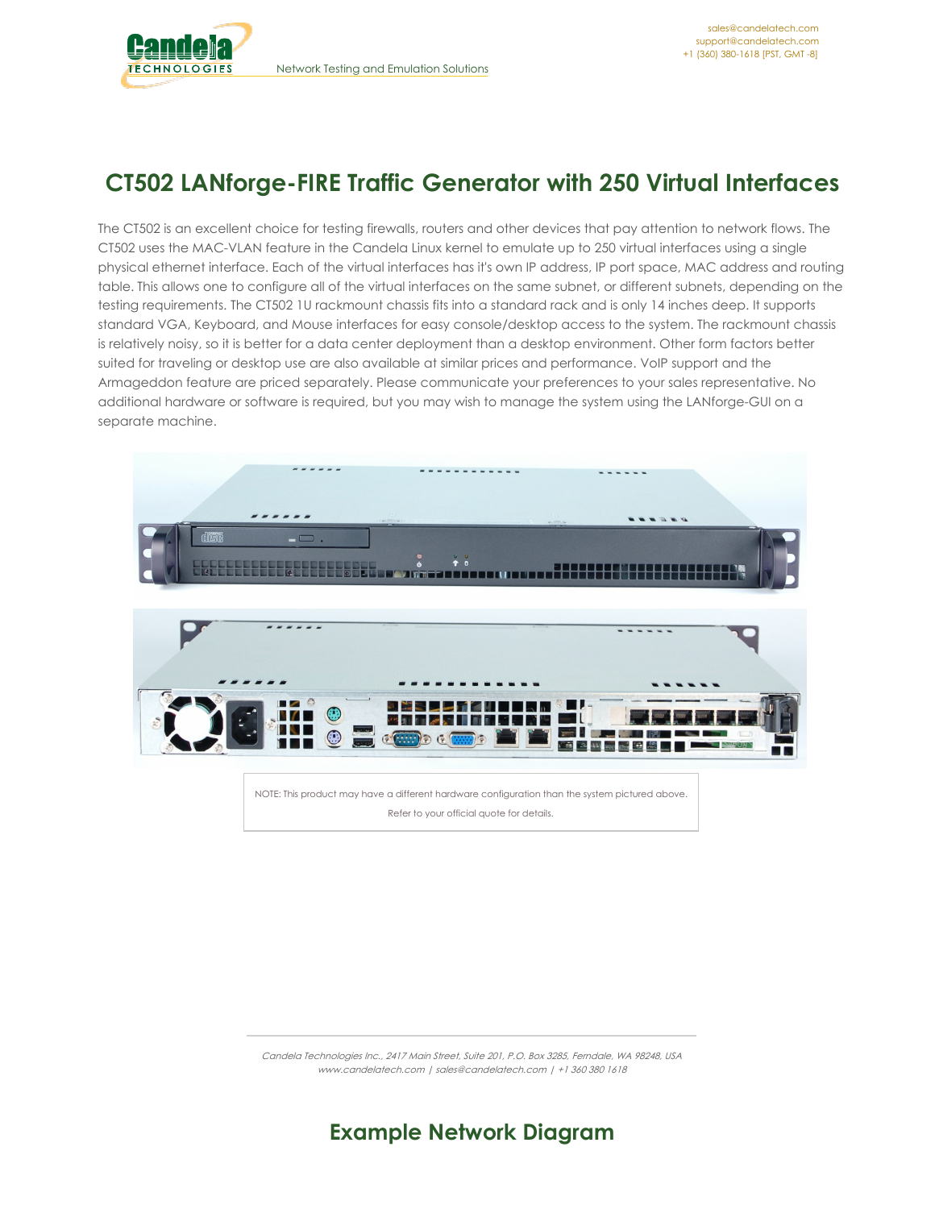# CT502 LANforge-FIRE Traffic Generator with 250 Virtual Interfaces

The CT502 is an excellent choice for testing firewalls, routers and other devices that pay attention to network flows. The CT502 uses the MAC-VLAN feature in the Candela Linux kernel to emulate up to 250 virtual interfaces using a single physical ethernet interface. Each of the virtual interfaces has it's own IP address, IP port space, MAC address and routing table. This allows one to configure all of the virtual interfaces on the same subnet, or different subnets, depending on the testing requirements. The CT502 1U rackmount chassis fits into a standard rack and is only 14 inches deep. It supports standard VGA, Keyboard, and Mouse interfaces for easy console/desktop access to the system. The rackmount chassis is relatively noisy, so it is better for a data center deployment than a desktop environment. Other form factors better suited for traveling or desktop use are also available at similar prices and performance. VoIP support and the Armageddon feature are priced separately. Please communicate your preferences to your sales representative. No additional hardware or software is required, but you may wish to manage the system using the LANforge-GUI on a separate machine.

NOTE: This product may have a different hardware configuration than the system pictured above. Refer to your official quote for details.

## Example Network Diagram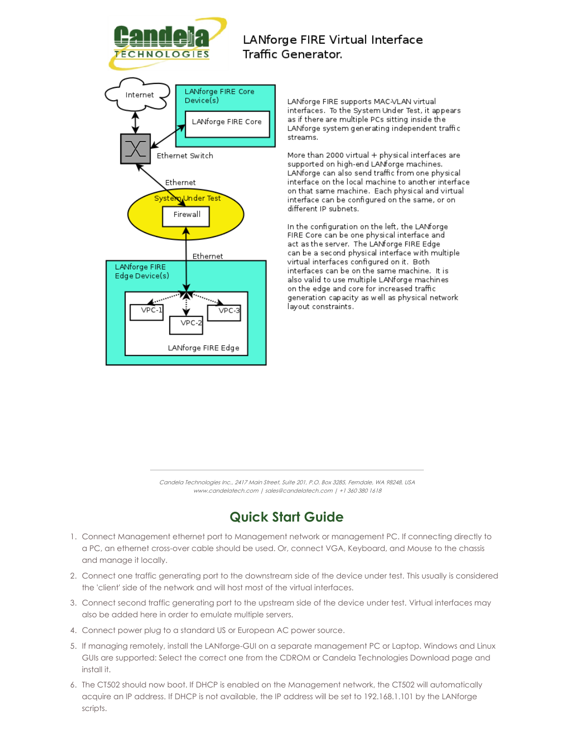# LANforge FIRE Virtual Interface Traffic Generator.

Internet

LANforge FIRE Core Device(s)

LANforge FIRE Core

Ethernet Switch

Ethernet

System Under Test

Firewall

Ethernet

LANforge FIRE Edge Device(s)

VPC-1

VPC-2

VPC-3

LANforge FIRE Edge

LANforge FIRE supports MAC-VLAN virtual interfaces. To the System Under Test, it appears as if there are multiple PCs sitting inside the LANforge system generating independent traffic streams.

More than 2000 virtual + physical interfaces are supported on high-end LANforge machines. LANforge can also send traffic from one physical interface on the local machine to another interface on that same machine. Each physical and virtual interface can be configured on the same, or on different IP subnets.

In the configuration on the left, the LANforge FIRE Core can be one physical interface and act as the server. The LANforge FIRE Edge can be a second physical interface with multiple virtual interfaces configured on it. Both interfaces can be on the same machine. It is also valid to use multiple LANforge machines on the edge and core for increased traffic generation capacity as well as physical network layout constraints.

*Candela Technologies Inc., 2417 Main Street, Suite 201, P.O. Box 3285, Ferndale, WA 98248, USA*
*www.candelatech.com | sales@candelatech.com | +1 360 380 1618*

## Quick Start Guide

1. Connect Management ethernet port to Management network or management PC. If connecting directly to a PC, an ethernet cross-over cable should be used. Or, connect VGA, Keyboard, and Mouse to the chassis and manage it locally.
2. Connect one traffic generating port to the downstream side of the device under test. This usually is considered the 'client' side of the network and will host most of the virtual interfaces.
3. Connect second traffic generating port to the upstream side of the device under test. Virtual interfaces may also be added here in order to emulate multiple servers.
4. Connect power plug to a standard US or European AC power source.
5. If managing remotely, install the LANforge-GUI on a separate management PC or Laptop. Windows and Linux GUIs are supported: Select the correct one from the CDROM or Candela Technologies Download page and install it.
6. The CT502 should now boot. If DHCP is enabled on the Management network, the CT502 will automatically acquire an IP address. If DHCP is not available, the IP address will be set to 192.168.1.101 by the LANforge scripts.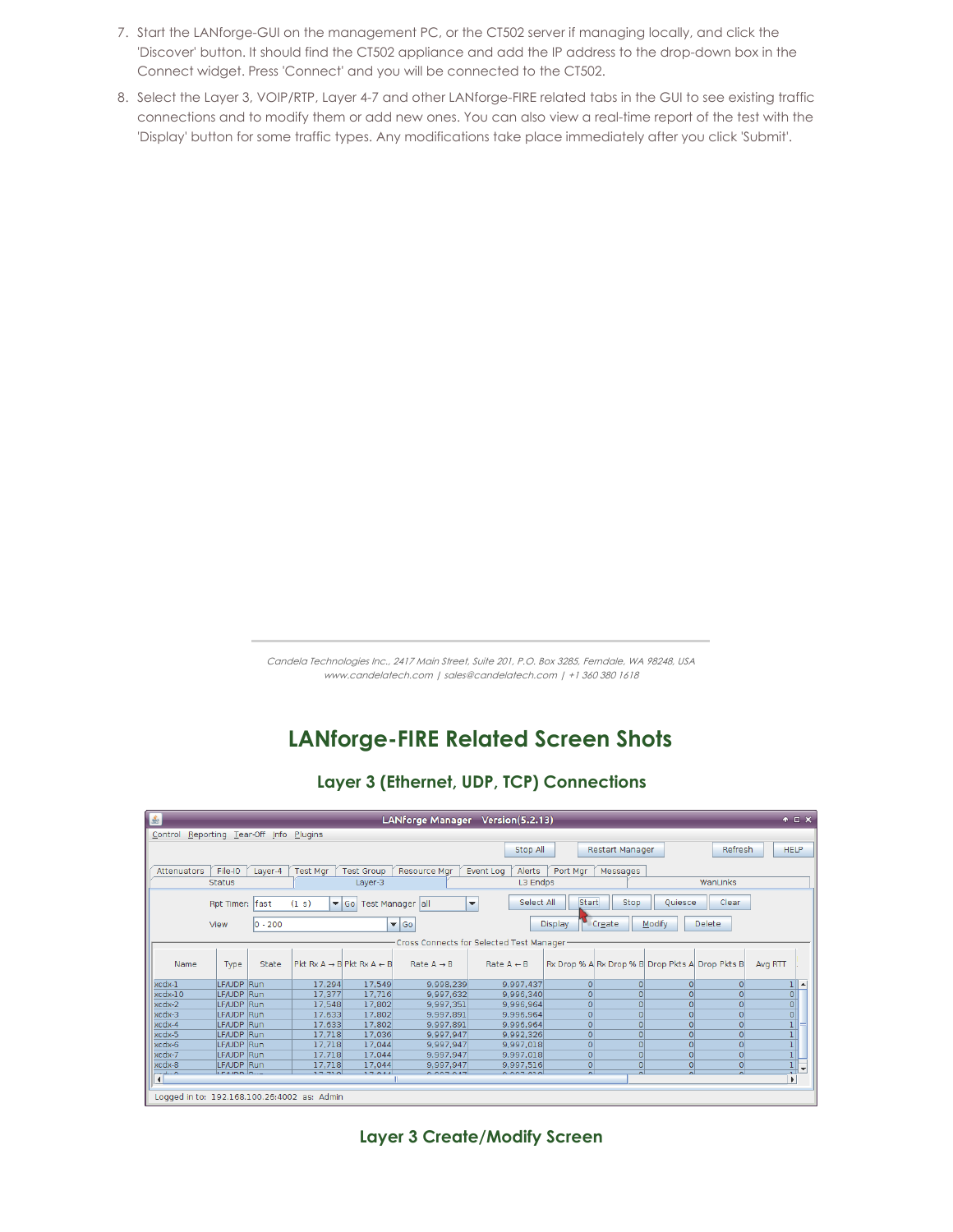7. Start the LANforge-GUI on the management PC, or the CT502 server if managing locally, and click the 'Discover' button. It should find the CT502 appliance and add the IP address to the drop-down box in the Connect widget. Press 'Connect' and you will be connected to the CT502.

8. Select the Layer 3, VOIP/RTP, Layer 4-7 and other LANforge-FIRE related tabs in the GUI to see existing traffic connections and to modify them or add new ones. You can also view a real-time report of the test with the 'Display' button for some traffic types. Any modifications take place immediately after you click 'Submit'.

# LANforge-FIRE Related Screen Shots

## Layer 3 (Ethernet, UDP, TCP) Connections

## Layer 3 Create/Modify Screen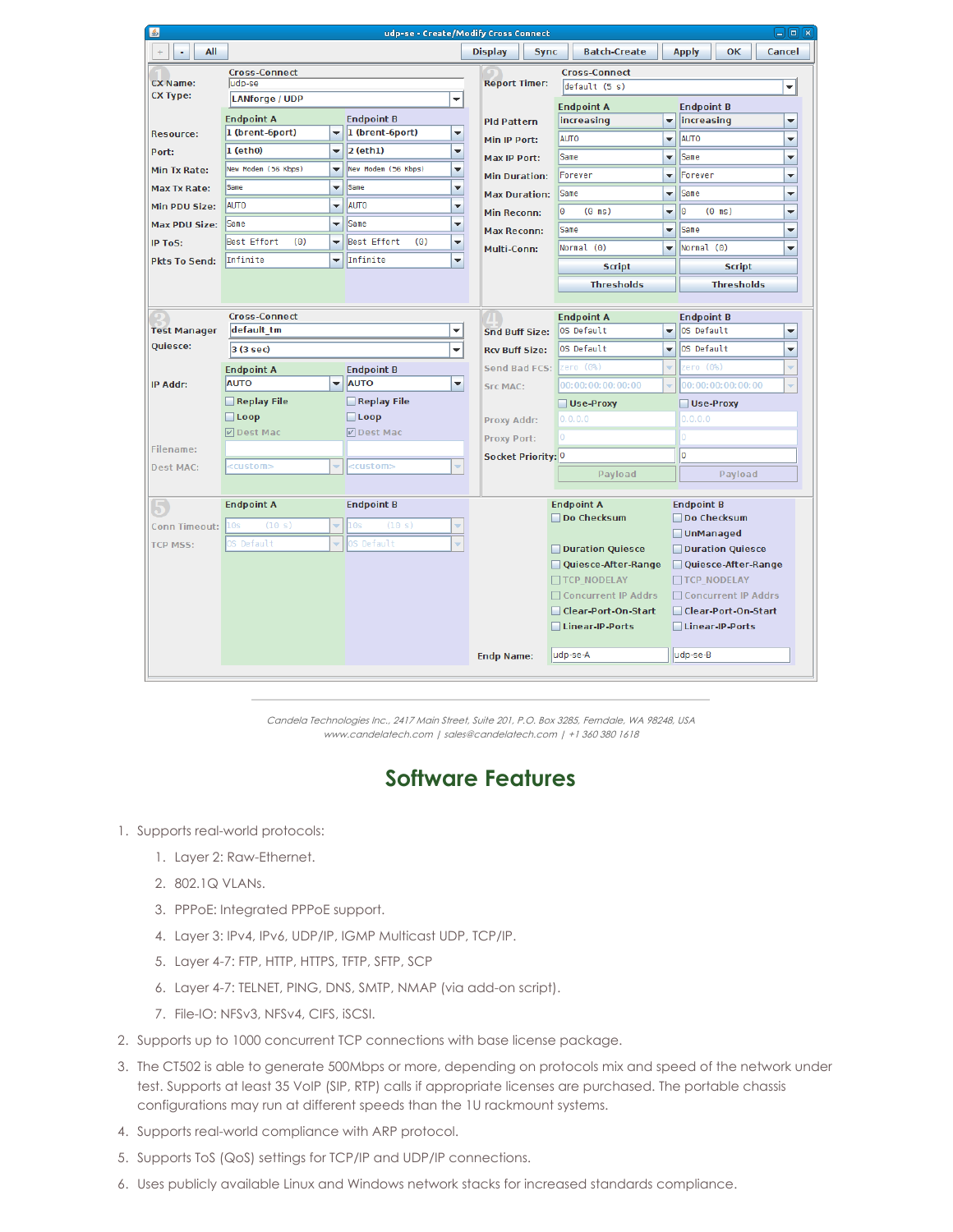*Candela Technologies Inc., 2417 Main Street, Suite 201, P.O. Box 3285, Ferndale, WA 98248, USA*
*www.candelatech.com | sales@candelatech.com | +1 360 380 1618*

## Software Features

1. Supports real-world protocols:
    1. Layer 2: Raw-Ethernet.
    2. 802.1Q VLANs.
    3. PPPoE: Integrated PPPoE support.
    4. Layer 3: IPv4, IPv6, UDP/IP, IGMP Multicast UDP, TCP/IP.
    5. Layer 4-7: FTP, HTTP, HTTPS, TFTP, SFTP, SCP
    6. Layer 4-7: TELNET, PING, DNS, SMTP, NMAP (via add-on script).
    7. File-IO: NFSv3, NFSv4, CIFS, iSCSI.
2. Supports up to 1000 concurrent TCP connections with base license package.
3. The CT502 is able to generate 500Mbps or more, depending on protocols mix and speed of the network under test. Supports at least 35 VoIP (SIP, RTP) calls if appropriate licenses are purchased. The portable chassis configurations may run at different speeds than the 1U rackmount systems.
4. Supports real-world compliance with ARP protocol.
5. Supports ToS (QoS) settings for TCP/IP and UDP/IP connections.
6. Uses publicly available Linux and Windows network stacks for increased standards compliance.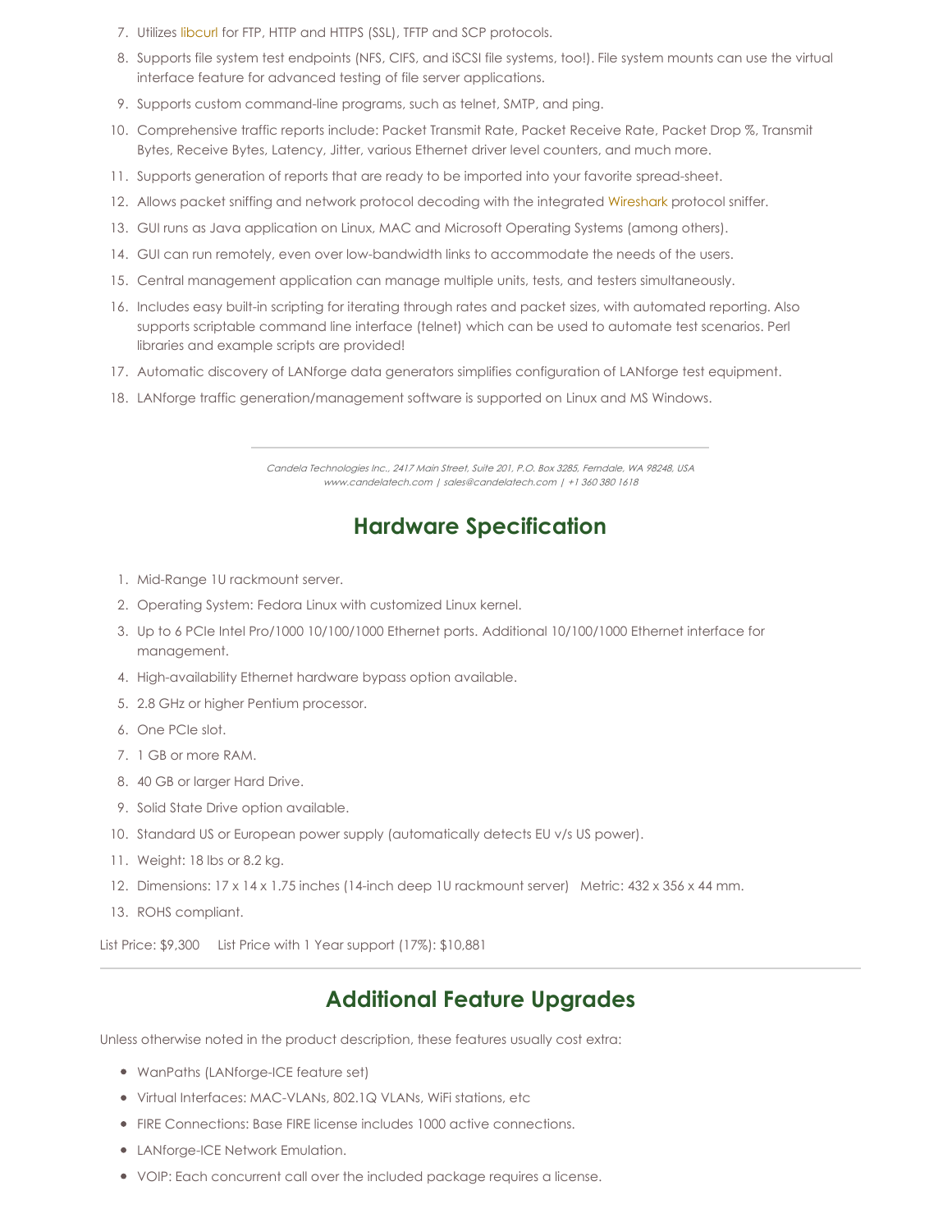7. Utilizes libcurl for FTP, HTTP and HTTPS (SSL), TFTP and SCP protocols.
8. Supports file system test endpoints (NFS, CIFS, and iSCSI file systems, too!). File system mounts can use the virtual interface feature for advanced testing of file server applications.
9. Supports custom command-line programs, such as telnet, SMTP, and ping.
10. Comprehensive traffic reports include: Packet Transmit Rate, Packet Receive Rate, Packet Drop %, Transmit Bytes, Receive Bytes, Latency, Jitter, various Ethernet driver level counters, and much more.
11. Supports generation of reports that are ready to be imported into your favorite spread-sheet.
12. Allows packet sniffing and network protocol decoding with the integrated Wireshark protocol sniffer.
13. GUI runs as Java application on Linux, MAC and Microsoft Operating Systems (among others).
14. GUI can run remotely, even over low-bandwidth links to accommodate the needs of the users.
15. Central management application can manage multiple units, tests, and testers simultaneously.
16. Includes easy built-in scripting for iterating through rates and packet sizes, with automated reporting. Also supports scriptable command line interface (telnet) which can be used to automate test scenarios. Perl libraries and example scripts are provided!
17. Automatic discovery of LANforge data generators simplifies configuration of LANforge test equipment.
18. LANforge traffic generation/management software is supported on Linux and MS Windows.

---

*Candela Technologies Inc., 2417 Main Street, Suite 201, P.O. Box 3285, Ferndale, WA 98248, USA*
*www.candelatech.com | sales@candelatech.com | +1 360 380 1618*

## Hardware Specification

1. Mid-Range 1U rackmount server.
2. Operating System: Fedora Linux with customized Linux kernel.
3. Up to 6 PCIe Intel Pro/1000 10/100/1000 Ethernet ports. Additional 10/100/1000 Ethernet interface for management.
4. High-availability Ethernet hardware bypass option available.
5. 2.8 GHz or higher Pentium processor.
6. One PCIe slot.
7. 1 GB or more RAM.
8. 40 GB or larger Hard Drive.
9. Solid State Drive option available.
10. Standard US or European power supply (automatically detects EU v/s US power).
11. Weight: 18 lbs or 8.2 kg.
12. Dimensions: 17 x 14 x 1.75 inches (14-inch deep 1U rackmount server) Metric: 432 x 356 x 44 mm.
13. ROHS compliant.

List Price: $9,300     List Price with 1 Year support (17%): $10,881

---

## Additional Feature Upgrades

Unless otherwise noted in the product description, these features usually cost extra:

- WanPaths (LANforge-ICE feature set)
- Virtual Interfaces: MAC-VLANs, 802.1Q VLANs, WiFi stations, etc
- FIRE Connections: Base FIRE license includes 1000 active connections.
- LANforge-ICE Network Emulation.
- VOIP: Each concurrent call over the included package requires a license.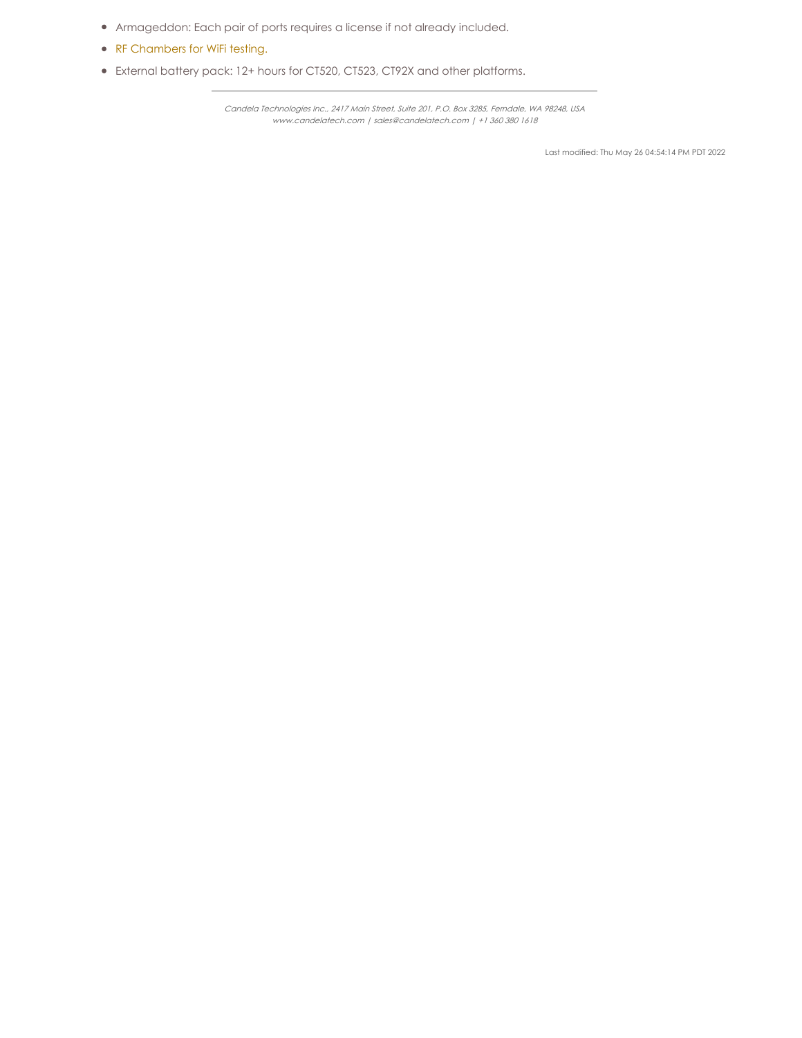- Armageddon: Each pair of ports requires a license if not already included.
- RF Chambers for WiFi testing.
- External battery pack: 12+ hours for CT520, CT523, CT92X and other platforms.

---

*Candela Technologies Inc., 2417 Main Street, Suite 201, P.O. Box 3285, Ferndale, WA 98248, USA*
*www.candelatech.com | sales@candelatech.com | +1 360 380 1618*

Last modified: Thu May 26 04:54:14 PM PDT 2022